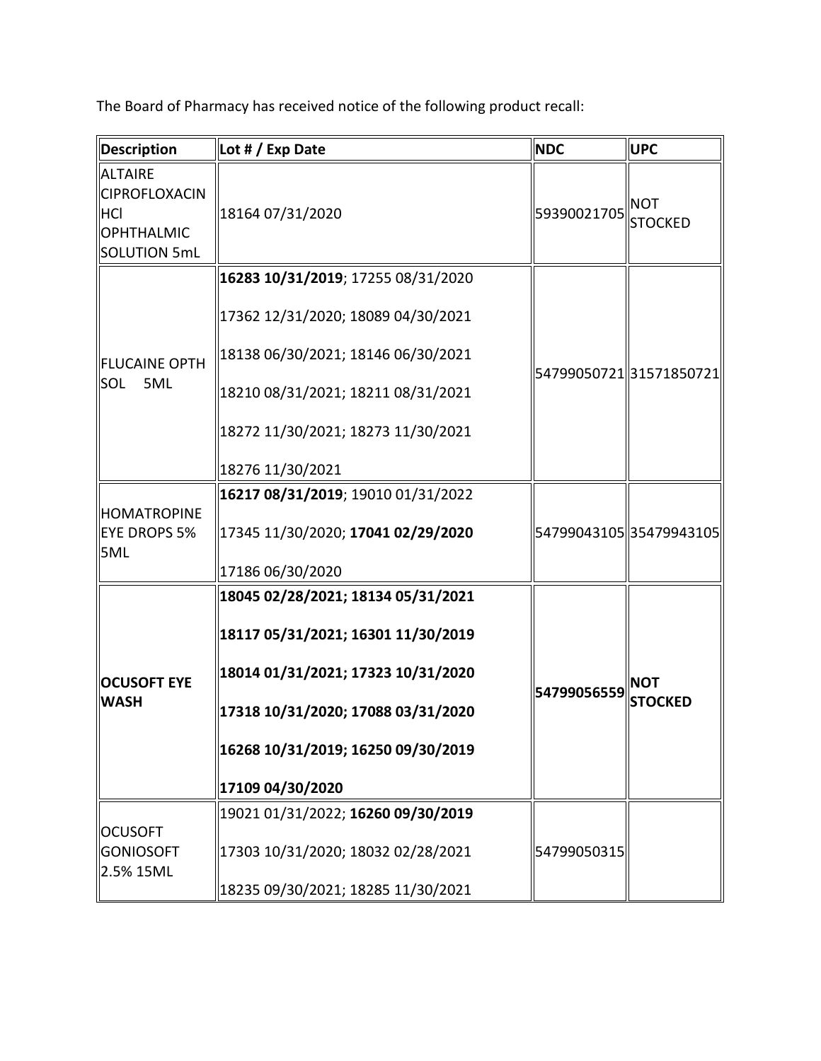The Board of Pharmacy has received notice of the following product recall:

| **Description** | **Lot # / Exp Date** | **NDC** | **UPC** |
|---|---|---|---|
| ALTAIRE CIPROFLOXACIN HCl OPHTHALMIC SOLUTION 5mL | 18164 07/31/2020 | 59390021705 | NOT STOCKED |
| FLUCAINE OPTH SOL 5ML | **16283 10/31/2019**; 17255 08/31/2020<br><br>17362 12/31/2020; 18089 04/30/2021<br><br>18138 06/30/2021; 18146 06/30/2021<br><br>18210 08/31/2021; 18211 08/31/2021<br><br>18272 11/30/2021; 18273 11/30/2021<br><br>18276 11/30/2021 | 54799050721 | 31571850721 |
| HOMATROPINE EYE DROPS 5% 5ML | **16217 08/31/2019**; 19010 01/31/2022<br><br>17345 11/30/2020; **17041 02/29/2020**<br><br>17186 06/30/2020 | 54799043105 | 35479943105 |
| **OCUSOFT EYE WASH** | **18045 02/28/2021; 18134 05/31/2021**<br><br>**18117 05/31/2021; 16301 11/30/2019**<br><br>**18014 01/31/2021; 17323 10/31/2020**<br><br>**17318 10/31/2020; 17088 03/31/2020**<br><br>**16268 10/31/2019; 16250 09/30/2019**<br><br>**17109 04/30/2020** | **54799056559** | **NOT STOCKED** |
| OCUSOFT GONIOSOFT 2.5% 15ML | 19021 01/31/2022; **16260 09/30/2019**<br><br>17303 10/31/2020; 18032 02/28/2021<br><br>18235 09/30/2021; 18285 11/30/2021 | 54799050315 | |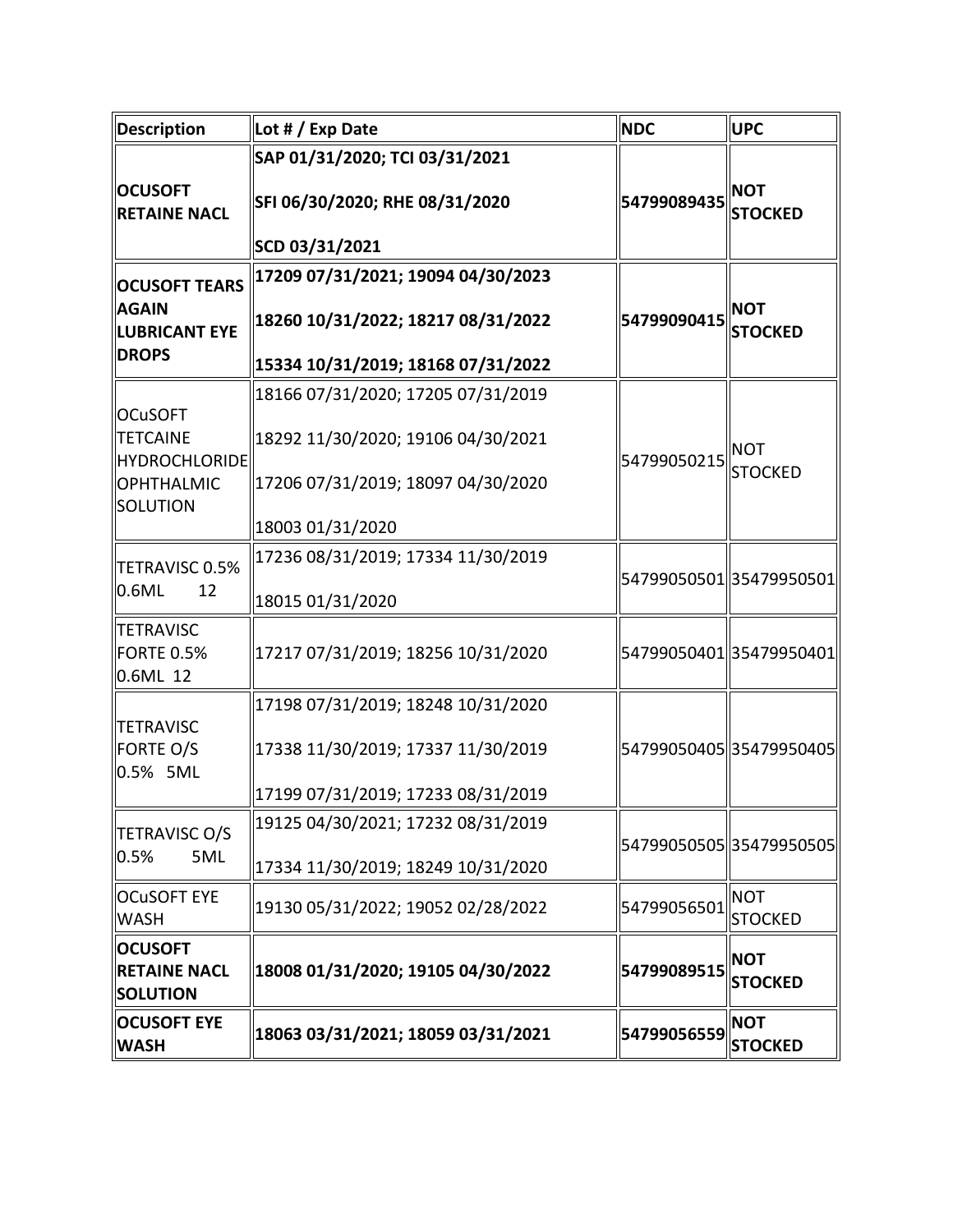| Description | Lot # / Exp Date | NDC | UPC |
|---|---|---|---|
| **OCUSOFT RETAINE NACL** | **SAP 01/31/2020; TCI 03/31/2021 SFI 06/30/2020; RHE 08/31/2020 SCD 03/31/2021** | **54799089435** | **NOT STOCKED** |
| **OCUSOFT TEARS AGAIN LUBRICANT EYE DROPS** | **17209 07/31/2021; 19094 04/30/2023 18260 10/31/2022; 18217 08/31/2022 15334 10/31/2019; 18168 07/31/2022** | **54799090415** | **NOT STOCKED** |
| OCuSOFT TETCAINE HYDROCHLORIDE OPHTHALMIC SOLUTION | 18166 07/31/2020; 17205 07/31/2019 18292 11/30/2020; 19106 04/30/2021 17206 07/31/2019; 18097 04/30/2020 18003 01/31/2020 | 54799050215 | NOT STOCKED |
| TETRAVISC 0.5% 0.6ML 12 | 17236 08/31/2019; 17334 11/30/2019 18015 01/31/2020 | 54799050501 | 35479950501 |
| TETRAVISC FORTE 0.5% 0.6ML 12 | 17217 07/31/2019; 18256 10/31/2020 | 54799050401 | 35479950401 |
| TETRAVISC FORTE O/S 0.5% 5ML | 17198 07/31/2019; 18248 10/31/2020 17338 11/30/2019; 17337 11/30/2019 17199 07/31/2019; 17233 08/31/2019 | 54799050405 | 35479950405 |
| TETRAVISC O/S 0.5% 5ML | 19125 04/30/2021; 17232 08/31/2019 17334 11/30/2019; 18249 10/31/2020 | 54799050505 | 35479950505 |
| OCuSOFT EYE WASH | 19130 05/31/2022; 19052 02/28/2022 | 54799056501 | NOT STOCKED |
| **OCUSOFT RETAINE NACL SOLUTION** | **18008 01/31/2020; 19105 04/30/2022** | **54799089515** | **NOT STOCKED** |
| **OCUSOFT EYE WASH** | **18063 03/31/2021; 18059 03/31/2021** | **54799056559** | **NOT STOCKED** |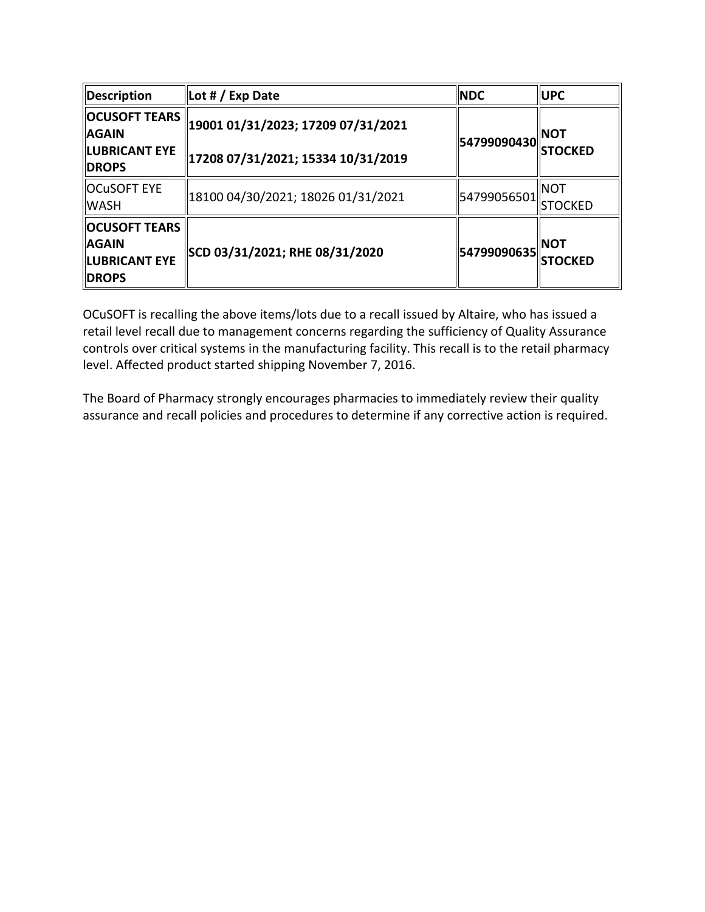| Description | Lot # / Exp Date | NDC | UPC |
|---|---|---|---|
| **OCUSOFT TEARS AGAIN LUBRICANT EYE DROPS** | **19001 01/31/2023; 17209 07/31/2021** <br> **17208 07/31/2021; 15334 10/31/2019** | **54799090430** | **NOT STOCKED** |
| OCuSOFT EYE WASH | 18100 04/30/2021; 18026 01/31/2021 | 54799056501 | NOT STOCKED |
| **OCUSOFT TEARS AGAIN LUBRICANT EYE DROPS** | **SCD 03/31/2021; RHE 08/31/2020** | **54799090635** | **NOT STOCKED** |

OCuSOFT is recalling the above items/lots due to a recall issued by Altaire, who has issued a retail level recall due to management concerns regarding the sufficiency of Quality Assurance controls over critical systems in the manufacturing facility. This recall is to the retail pharmacy level. Affected product started shipping November 7, 2016.

The Board of Pharmacy strongly encourages pharmacies to immediately review their quality assurance and recall policies and procedures to determine if any corrective action is required.